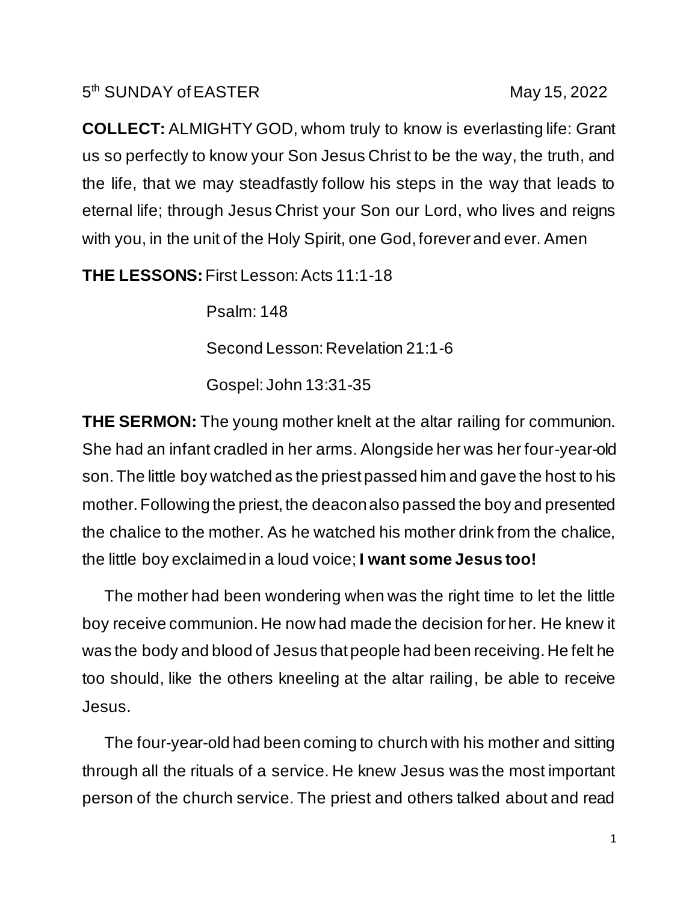5th SUNDAY of EASTER May 15, 2022

**COLLECT:** ALMIGHTY GOD, whom truly to know is everlasting life: Grant us so perfectly to know your Son Jesus Christ to be the way, the truth, and the life, that we may steadfastly follow his steps in the way that leads to eternal life; through Jesus Christ your Son our Lord, who lives and reigns with you, in the unit of the Holy Spirit, one God, forever and ever. Amen

**THE LESSONS:** First Lesson: Acts 11:1-18

Psalm: 148

Second Lesson: Revelation 21:1-6

Gospel: John 13:31-35

**THE SERMON:** The young mother knelt at the altar railing for communion. She had an infant cradled in her arms. Alongside her was her four-year-old son. The little boy watched as the priest passed him and gave the host to his mother. Following the priest, the deacon also passed the boy and presented the chalice to the mother. As he watched his mother drink from the chalice, the little boy exclaimed in a loud voice; **I want some Jesus too!**

The mother had been wondering when was the right time to let the little boy receive communion. He now had made the decision for her. He knew it was the body and blood of Jesus that people had been receiving. He felt he too should, like the others kneeling at the altar railing, be able to receive Jesus.

The four-year-old had been coming to church with his mother and sitting through all the rituals of a service. He knew Jesus was the most important person of the church service. The priest and others talked about and read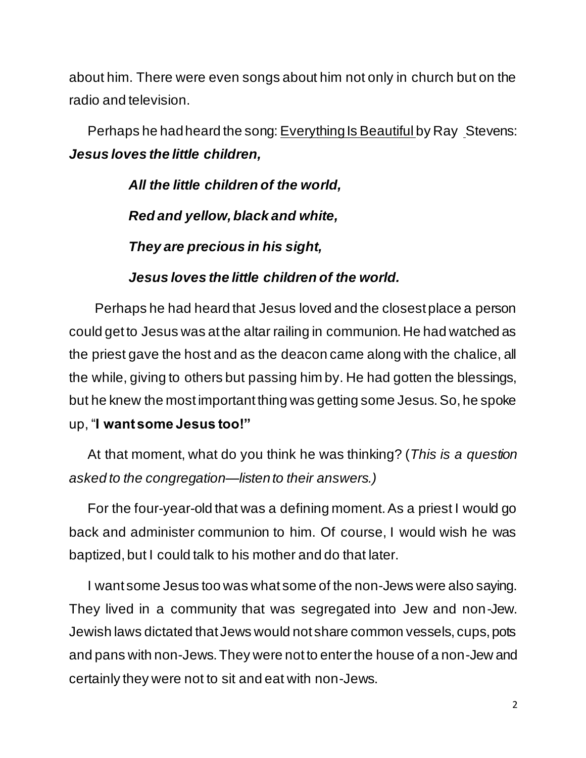about him. There were even songs about him not only in church but on the radio and television.

Perhaps he had heard the song: Everything Is Beautiful by Ray Stevens:

***Jesus loves the little children,***

***All the little children of the world,***

***Red and yellow, black and white,***

***They are precious in his sight,***

***Jesus loves the little children of the world.***

Perhaps he had heard that Jesus loved and the closest place a person could get to Jesus was at the altar railing in communion. He had watched as the priest gave the host and as the deacon came along with the chalice, all the while, giving to others but passing him by. He had gotten the blessings, but he knew the most important thing was getting some Jesus. So, he spoke up, "**I want some Jesus too!"**

At that moment, what do you think he was thinking? (*This is a question asked to the congregation—listen to their answers.)*

For the four-year-old that was a defining moment. As a priest I would go back and administer communion to him. Of course, I would wish he was baptized, but I could talk to his mother and do that later.

I want some Jesus too was what some of the non-Jews were also saying. They lived in a community that was segregated into Jew and non-Jew. Jewish laws dictated that Jews would not share common vessels, cups, pots and pans with non-Jews. They were not to enter the house of a non-Jew and certainly they were not to sit and eat with non-Jews.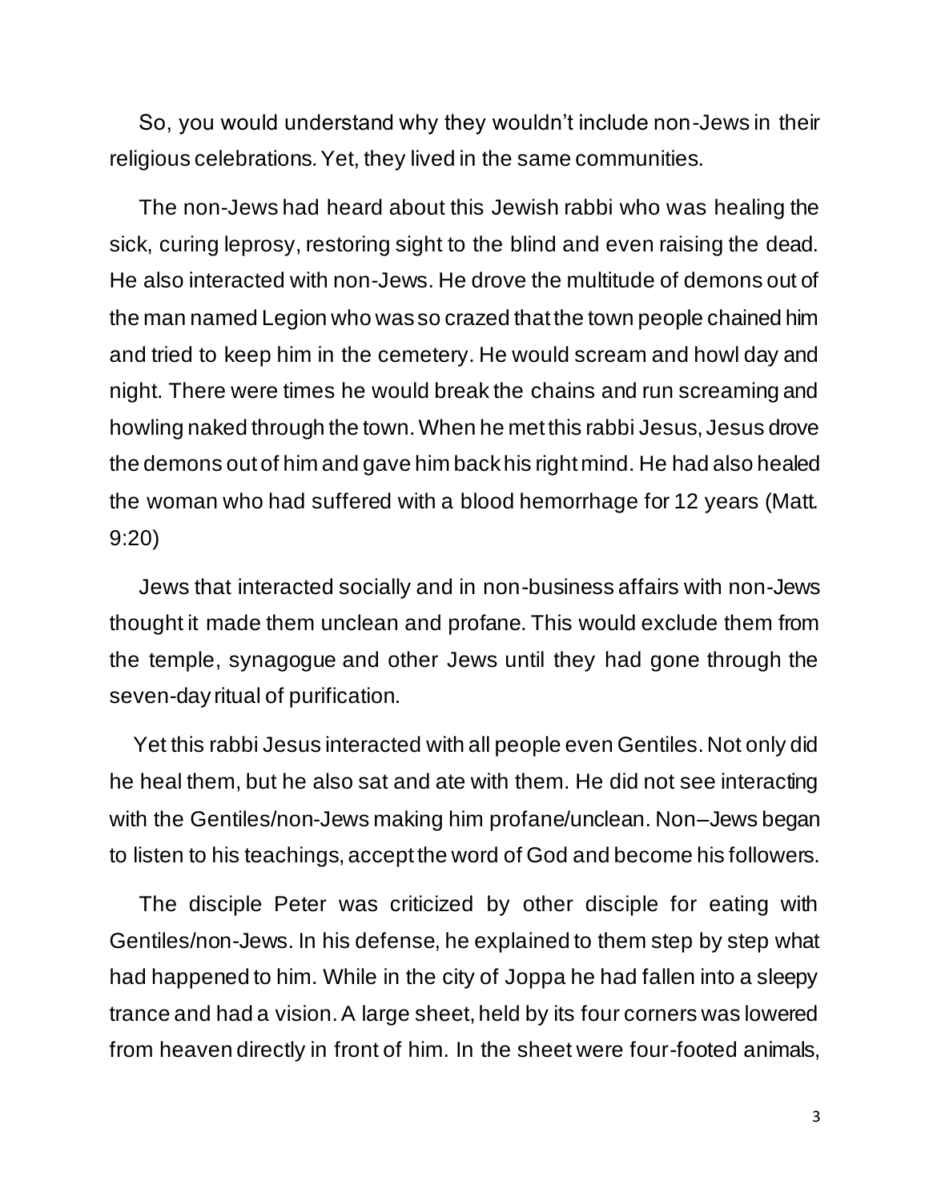So, you would understand why they wouldn't include non-Jews in their religious celebrations. Yet, they lived in the same communities.

The non-Jews had heard about this Jewish rabbi who was healing the sick, curing leprosy, restoring sight to the blind and even raising the dead. He also interacted with non-Jews. He drove the multitude of demons out of the man named Legion who was so crazed that the town people chained him and tried to keep him in the cemetery. He would scream and howl day and night. There were times he would break the chains and run screaming and howling naked through the town. When he met this rabbi Jesus, Jesus drove the demons out of him and gave him back his right mind. He had also healed the woman who had suffered with a blood hemorrhage for 12 years (Matt. 9:20)

Jews that interacted socially and in non-business affairs with non-Jews thought it made them unclean and profane. This would exclude them from the temple, synagogue and other Jews until they had gone through the seven-day ritual of purification.

Yet this rabbi Jesus interacted with all people even Gentiles. Not only did he heal them, but he also sat and ate with them. He did not see interacting with the Gentiles/non-Jews making him profane/unclean. Non–Jews began to listen to his teachings, accept the word of God and become his followers.

The disciple Peter was criticized by other disciple for eating with Gentiles/non-Jews. In his defense, he explained to them step by step what had happened to him. While in the city of Joppa he had fallen into a sleepy trance and had a vision. A large sheet, held by its four corners was lowered from heaven directly in front of him. In the sheet were four-footed animals,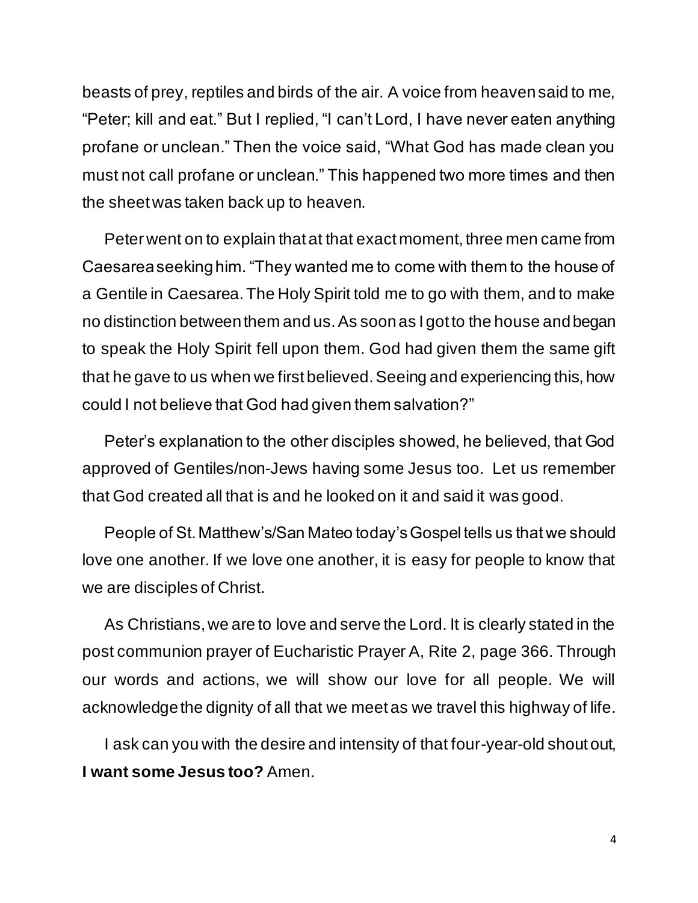beasts of prey, reptiles and birds of the air. A voice from heaven said to me, "Peter; kill and eat." But I replied, "I can't Lord, I have never eaten anything profane or unclean." Then the voice said, "What God has made clean you must not call profane or unclean." This happened two more times and then the sheet was taken back up to heaven.

Peter went on to explain that at that exact moment, three men came from Caesarea seeking him. "They wanted me to come with them to the house of a Gentile in Caesarea. The Holy Spirit told me to go with them, and to make no distinction between them and us. As soon as I got to the house and began to speak the Holy Spirit fell upon them. God had given them the same gift that he gave to us when we first believed. Seeing and experiencing this, how could I not believe that God had given them salvation?"

Peter's explanation to the other disciples showed, he believed, that God approved of Gentiles/non-Jews having some Jesus too. Let us remember that God created all that is and he looked on it and said it was good.

People of St. Matthew's/San Mateo today's Gospel tells us that we should love one another. If we love one another, it is easy for people to know that we are disciples of Christ.

As Christians, we are to love and serve the Lord. It is clearly stated in the post communion prayer of Eucharistic Prayer A, Rite 2, page 366. Through our words and actions, we will show our love for all people. We will acknowledge the dignity of all that we meet as we travel this highway of life.

I ask can you with the desire and intensity of that four-year-old shout out, **I want some Jesus too?** Amen.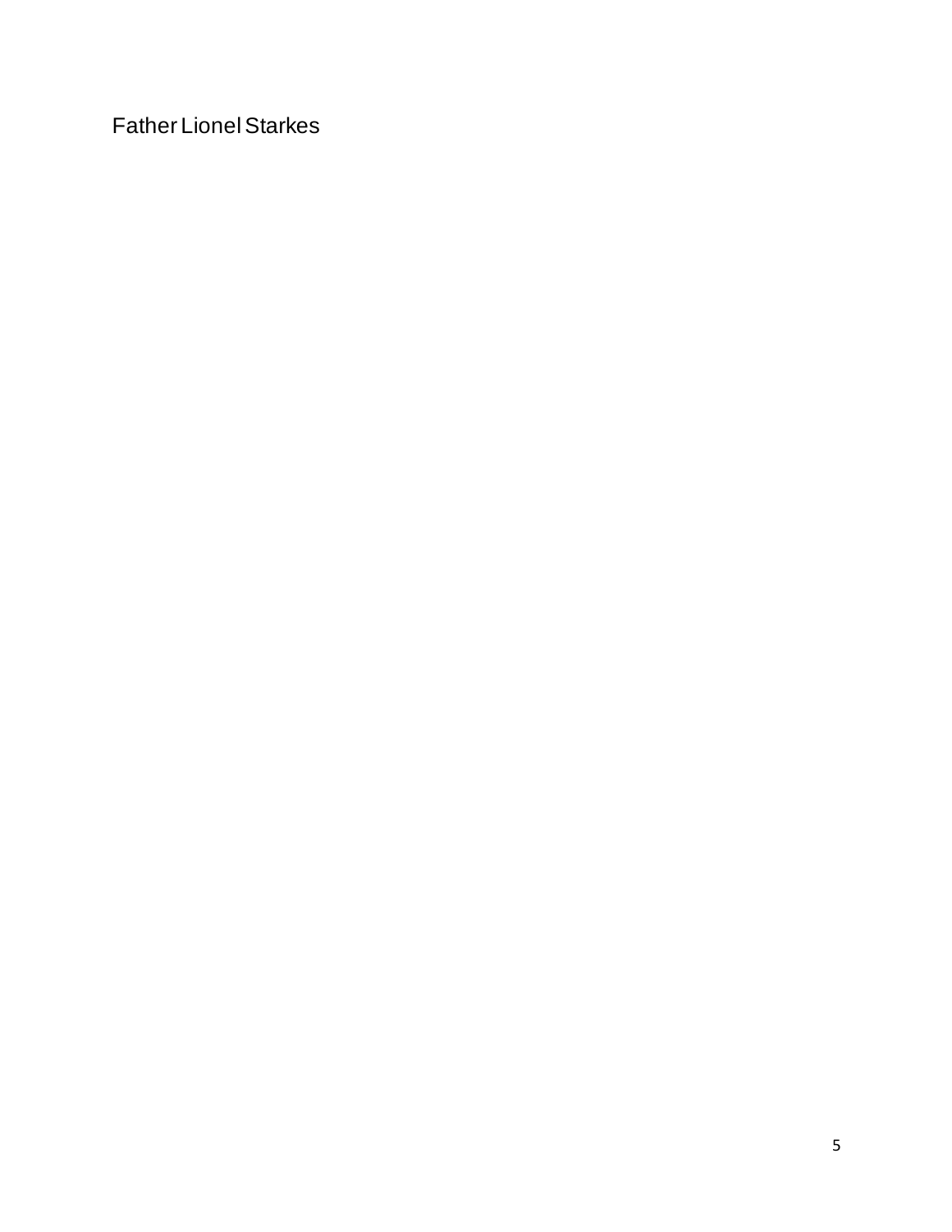Father Lionel Starkes